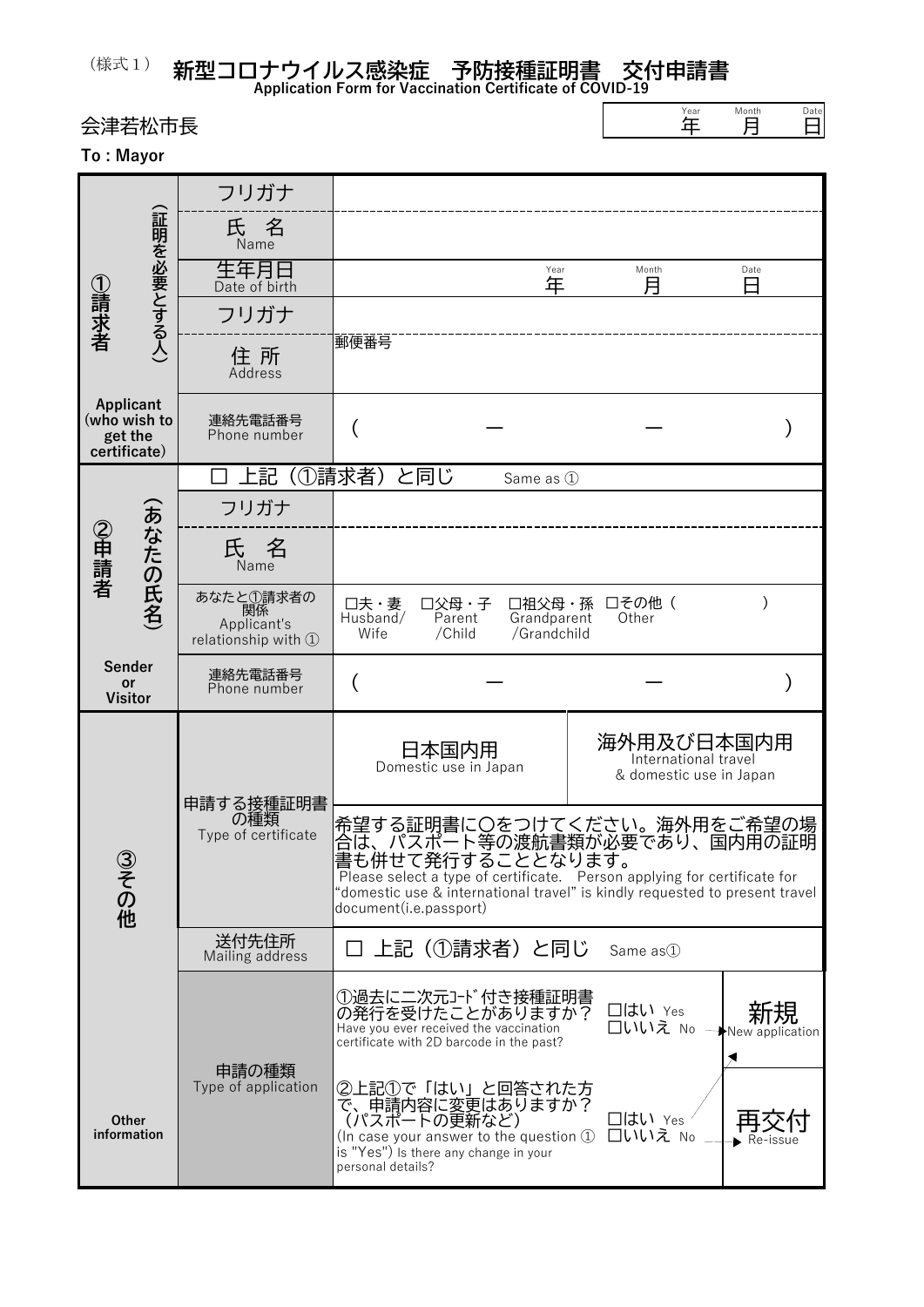（様式１） 

# 新型コロナウイルス感染症　予防接種証明書　交付申請書

**Application Form for Vaccination Certificate of COVID-19**

会津若松市長

**To : Mayor**

| Year 年 | Month 月 | Date 日 |
|---|---|---|
| | | |

| 区分 | 項目 | 記入欄 |
|---|---|---|
| ①請求者（証明を必要とする人） Applicant (who wish to get the certificate) | フリガナ | |
| | 氏　名 Name | |
| | 生年月日 Date of birth | Year 年　Month 月　Date 日 |
| | フリガナ | |
| | 住 所 Address | 郵便番号 |
| | 連絡先電話番号 Phone number | (　　　ー　　　ー　　　) |
| ②申請者（あなたの氏名） Sender or Visitor | | □ 上記（①請求者）と同じ　Same as ① |
| | フリガナ | |
| | 氏　名 Name | |
| | あなたと①請求者の関係 Applicant's relationship with ① | □夫・妻 Husband/Wife　□父母・子 Parent/Child　□祖父母・孫 Grandparent/Grandchild　□その他（　　　） Other |
| | 連絡先電話番号 Phone number | (　　　ー　　　ー　　　) |
| ③その他 Other information | 申請する接種証明書の種類 Type of certificate | 日本国内用 Domestic use in Japan ／ 海外用及び日本国内用 International travel & domestic use in Japan |
| | | 希望する証明書に○をつけてください。海外用をご希望の場合は、パスポート等の渡航書類が必要であり、国内用の証明書も併せて発行することとなります。 Please select a type of certificate.　Person applying for certificate for "domestic use & international travel" is kindly requested to present travel document(i.e.passport) |
| | 送付先住所 Mailing address | □ 上記（①請求者）と同じ　Same as① |
| | 申請の種類 Type of application | ①過去に二次元ｺｰﾄﾞ付き接種証明書の発行を受けたことがありますか？ Have you ever received the vaccination certificate with 2D barcode in the past?　□はい Yes　□いいえ No → 新規 New application |
| | | ②上記①で「はい」と回答された方で、申請内容に変更はありますか？（パスポートの更新など） (In case your answer to the question ① is "Yes") Is there any change in your personal details?　□はい Yes → 新規 New application　□いいえ No → 再交付 Re-issue |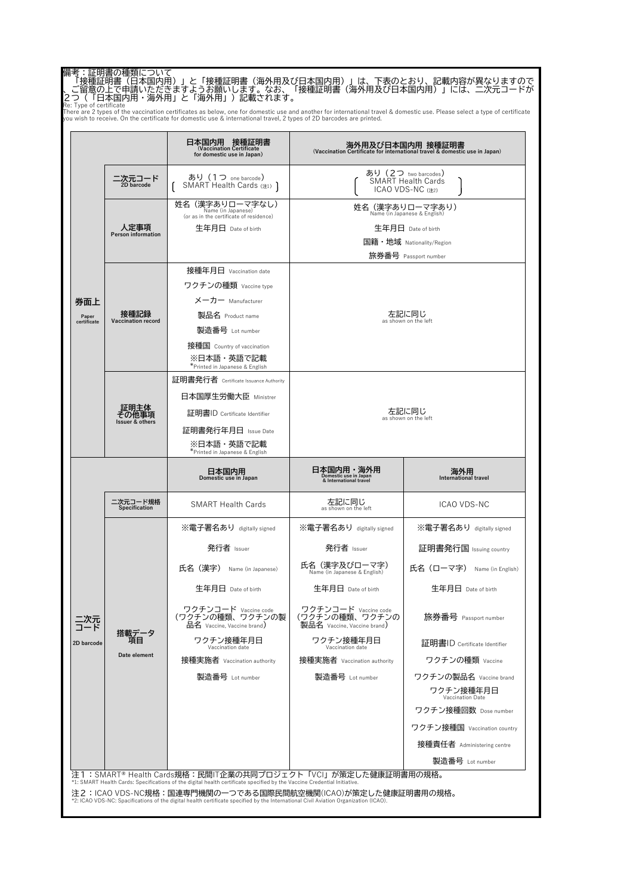備考：証明書の種類について
「接種証明書（日本国内用）」と「接種証明書（海外用及び日本国内用）」は、下表のとおり、記載内容が異なりますので、ご留意の上で申請いただきますようお願いします。なお、「接種証明書（海外用及び日本国内用）」には、二次元コードが2つ（「日本国内用・海外用」と「海外用」）記載されます。
Re: Type of certificate
There are 2 types of the vaccination certificates as below, one for domestic use and another for international travel & domestic use. Please select a type of certificate you wish to receive. On the certificate for domestic use & international travel, 2 types of 2D barcodes are printed.

| | | 日本国内用 接種証明書 (Vaccination Certificate for domestic use in Japan) | 海外用及び日本国内用 接種証明書 (Vaccination Certificate for international travel & domestic use in Japan) |
|---|---|---|---|
| 券面上 Paper certificate | 二次元コード 2D barcode | あり（1つ one barcode）[SMART Health Cards (注1)] | あり（2つ two barcodes）[SMART Health Cards ICAO VDS-NC (注2)] |
| | 人定事項 Person information | 姓名（漢字ありローマ字なし） Name (in Japanese) (or as in the certificate of residence)<br>生年月日 Date of birth | 姓名（漢字ありローマ字あり） Name (in Japanese & English)<br>生年月日 Date of birth<br>国籍・地域 Nationality/Region<br>旅券番号 Passport number |
| | 接種記録 Vaccination record | 接種年月日 Vaccination date<br>ワクチンの種類 Vaccine type<br>メーカー Manufacturer<br>製品名 Product name<br>製造番号 Lot number<br>接種国 Country of vaccination<br>※日本語・英語で記載 *Printed in Japanese & English | 左記に同じ as shown on the left |
| | 証明主体その他事項 Issuer & others | 証明書発行者 Certificate Issuance Authority<br>日本国厚生労働大臣 Ministrer<br>証明書ID Certificate Identifier<br>証明書発行年月日 Issue Date<br>※日本語・英語で記載 *Printed in Japanese & English | 左記に同じ as shown on the left |

| | | 日本国内用 Domestic use in Japan | 日本国内用・海外用 Domestic use in Japan & International travel | 海外用 International travel |
|---|---|---|---|---|
| 二次元コード 2D barcode | 二次元コード規格 Specification | SMART Health Cards | 左記に同じ as shown on the left | ICAO VDS-NC |
| | 搭載データ項目 Date element | ※電子署名あり digitally signed<br>発行者 Issuer<br>氏名（漢字） Name (in Japanese)<br>生年月日 Date of birth<br>ワクチンコード Vaccine code（ワクチンの種類、ワクチンの製品名 Vaccine, Vaccine brand）<br>ワクチン接種年月日 Vaccination date<br>接種実施者 Vaccination authority<br>製造番号 Lot number | ※電子署名あり digitally signed<br>発行者 Issuer<br>氏名（漢字及びローマ字） Name (in Japanese & English)<br>生年月日 Date of birth<br>ワクチンコード Vaccine code（ワクチンの種類、ワクチンの製品名 Vaccine, Vaccine brand）<br>ワクチン接種年月日 Vaccination date<br>接種実施者 Vaccination authority<br>製造番号 Lot number | ※電子署名あり digitally signed<br>証明書発行国 Issuing country<br>氏名（ローマ字） Name (in English)<br>生年月日 Date of birth<br>旅券番号 Passport number<br>証明書ID Certificate Identifier<br>ワクチンの種類 Vaccine<br>ワクチンの製品名 Vaccine brand<br>ワクチン接種年月日 Vaccination Date<br>ワクチン接種回数 Dose number<br>ワクチン接種国 Vaccination country<br>接種責任者 Administering centre<br>製造番号 Lot number |

注1：SMART® Health Cards規格：民間IT企業の共同プロジェクト「VCI」が策定した健康証明書用の規格。
*1: SMART Health Cards: Specifications of the digital health certificate specified by the Vaccine Credential Initiative.

注2：ICAO VDS-NC規格：国連専門機関の一つである国際民間航空機関(ICAO)が策定した健康証明書用の規格。
*2: ICAO VDS-NC: Spacifications of the digital health certificate specified by the International Civil Aviation Organization (ICAO).